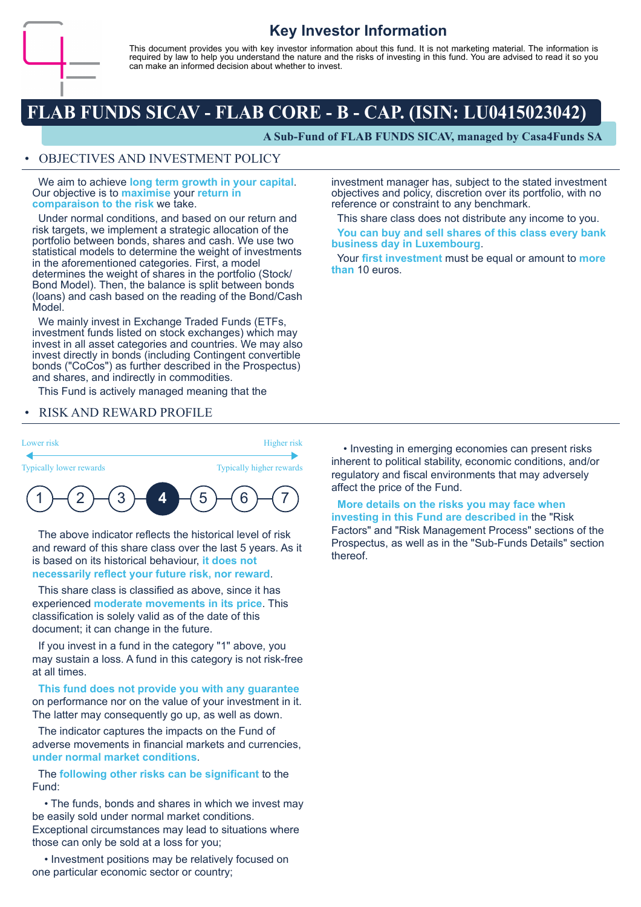# Key Investor Information

This document provides you with key investor information about this fund. It is not marketing material. The information is required by law to help you understand the nature and the risks of investing in this fund. You are advised to read it so you can make an informed decision about whether to invest.

# FLAB FUNDS SICAV - FLAB CORE - B - CAP. (ISIN: LU0415023042)

**A Sub-Fund of FLAB FUNDS SICAV, managed by Casa4Funds SA**

## OBJECTIVES AND INVESTMENT POLICY

We aim to achieve **long term growth in your capital**. Our objective is to **maximise** your **return in comparaison to the risk** we take.

Under normal conditions, and based on our return and risk targets, we implement a strategic allocation of the portfolio between bonds, shares and cash. We use two statistical models to determine the weight of investments in the aforementioned categories. First, a model determines the weight of shares in the portfolio (Stock/Bond Model). Then, the balance is split between bonds (loans) and cash based on the reading of the Bond/Cash Model.

We mainly invest in Exchange Traded Funds (ETFs, investment funds listed on stock exchanges) which may invest in all asset categories and countries. We may also invest directly in bonds (including Contingent convertible bonds ("CoCos") as further described in the Prospectus) and shares, and indirectly in commodities.

This Fund is actively managed meaning that the investment manager has, subject to the stated investment objectives and policy, discretion over its portfolio, with no reference or constraint to any benchmark.

This share class does not distribute any income to you.

**You can buy and sell shares of this class every bank business day in Luxembourg**.

Your **first investment** must be equal or amount to **more than** 10 euros.

## RISK AND REWARD PROFILE

| Lower risk | | | | | | Higher risk |
|---|---|---|---|---|---|---|
| Typically lower rewards | | | | | | Typically higher rewards |
| 1 | 2 | 3 | **4** | 5 | 6 | 7 |

The above indicator reflects the historical level of risk and reward of this share class over the last 5 years. As it is based on its historical behaviour, **it does not necessarily reflect your future risk, nor reward**.

This share class is classified as above, since it has experienced **moderate movements in its price**. This classification is solely valid as of the date of this document; it can change in the future.

If you invest in a fund in the category "1" above, you may sustain a loss. A fund in this category is not risk-free at all times.

**This fund does not provide you with any guarantee** on performance nor on the value of your investment in it. The latter may consequently go up, as well as down.

The indicator captures the impacts on the Fund of adverse movements in financial markets and currencies, **under normal market conditions**.

The **following other risks can be significant** to the Fund:

- The funds, bonds and shares in which we invest may be easily sold under normal market conditions. Exceptional circumstances may lead to situations where those can only be sold at a loss for you;
- Investment positions may be relatively focused on one particular economic sector or country;
- Investing in emerging economies can present risks inherent to political stability, economic conditions, and/or regulatory and fiscal environments that may adversely affect the price of the Fund.

**More details on the risks you may face when investing in this Fund are described in** the "Risk Factors" and "Risk Management Process" sections of the Prospectus, as well as in the "Sub-Funds Details" section thereof.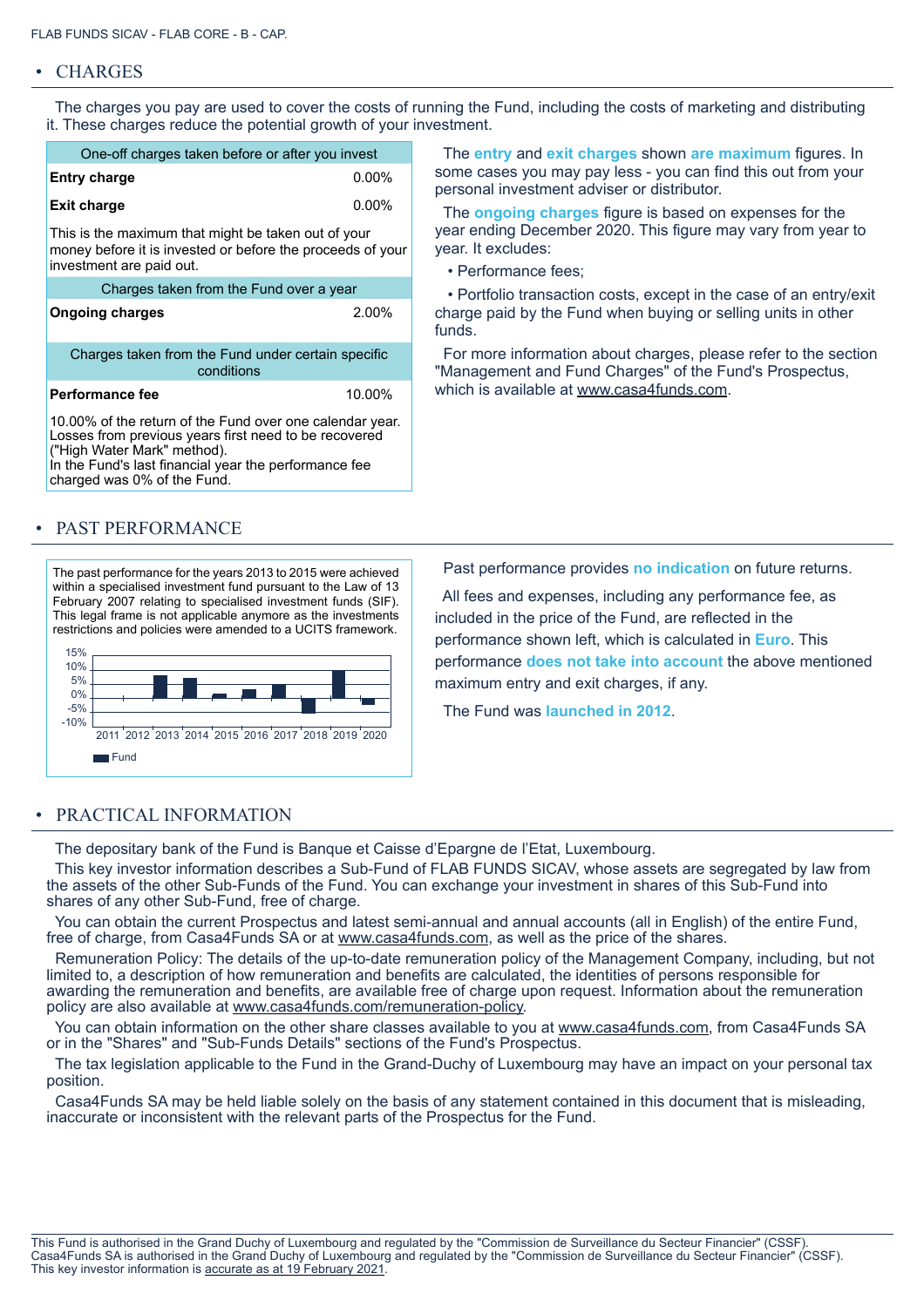## CHARGES

The charges you pay are used to cover the costs of running the Fund, including the costs of marketing and distributing it. These charges reduce the potential growth of your investment.

| One-off charges taken before or after you invest | |
|---|---|
| **Entry charge** | 0.00% |
| **Exit charge** | 0.00% |
| This is the maximum that might be taken out of your money before it is invested or before the proceeds of your investment are paid out. | |
| Charges taken from the Fund over a year | |
| **Ongoing charges** | 2.00% |
| Charges taken from the Fund under certain specific conditions | |
| **Performance fee** | 10.00% |
| 10.00% of the return of the Fund over one calendar year. Losses from previous years first need to be recovered ("High Water Mark" method). In the Fund's last financial year the performance fee charged was 0% of the Fund. | |

The **entry** and **exit charges** shown **are maximum** figures. In some cases you may pay less - you can find this out from your personal investment adviser or distributor.

The **ongoing charges** figure is based on expenses for the year ending December 2020. This figure may vary from year to year. It excludes:

- Performance fees;
- Portfolio transaction costs, except in the case of an entry/exit charge paid by the Fund when buying or selling units in other funds.

For more information about charges, please refer to the section "Management and Fund Charges" of the Fund's Prospectus, which is available at www.casa4funds.com.

## PAST PERFORMANCE

The past performance for the years 2013 to 2015 were achieved within a specialised investment fund pursuant to the Law of 13 February 2007 relating to specialised investment funds (SIF). This legal frame is not applicable anymore as the investments restrictions and policies were amended to a UCITS framework.

15%
10%
5%
0%
-5%
-10%
2011 2012 2013 2014 2015 2016 2017 2018 2019 2020
Fund

Past performance provides **no indication** on future returns.

All fees and expenses, including any performance fee, as included in the price of the Fund, are reflected in the performance shown left, which is calculated in **Euro**. This performance **does not take into account** the above mentioned maximum entry and exit charges, if any.

The Fund was **launched in 2012**.

## PRACTICAL INFORMATION

The depositary bank of the Fund is Banque et Caisse d'Epargne de l'Etat, Luxembourg.

This key investor information describes a Sub-Fund of FLAB FUNDS SICAV, whose assets are segregated by law from the assets of the other Sub-Funds of the Fund. You can exchange your investment in shares of this Sub-Fund into shares of any other Sub-Fund, free of charge.

You can obtain the current Prospectus and latest semi-annual and annual accounts (all in English) of the entire Fund, free of charge, from Casa4Funds SA or at www.casa4funds.com, as well as the price of the shares.

Remuneration Policy: The details of the up-to-date remuneration policy of the Management Company, including, but not limited to, a description of how remuneration and benefits are calculated, the identities of persons responsible for awarding the remuneration and benefits, are available free of charge upon request. Information about the remuneration policy are also available at www.casa4funds.com/remuneration-policy.

You can obtain information on the other share classes available to you at www.casa4funds.com, from Casa4Funds SA or in the "Shares" and "Sub-Funds Details" sections of the Fund's Prospectus.

The tax legislation applicable to the Fund in the Grand-Duchy of Luxembourg may have an impact on your personal tax position.

Casa4Funds SA may be held liable solely on the basis of any statement contained in this document that is misleading, inaccurate or inconsistent with the relevant parts of the Prospectus for the Fund.

This Fund is authorised in the Grand Duchy of Luxembourg and regulated by the "Commission de Surveillance du Secteur Financier" (CSSF).
Casa4Funds SA is authorised in the Grand Duchy of Luxembourg and regulated by the "Commission de Surveillance du Secteur Financier" (CSSF).
This key investor information is accurate as at 19 February 2021.